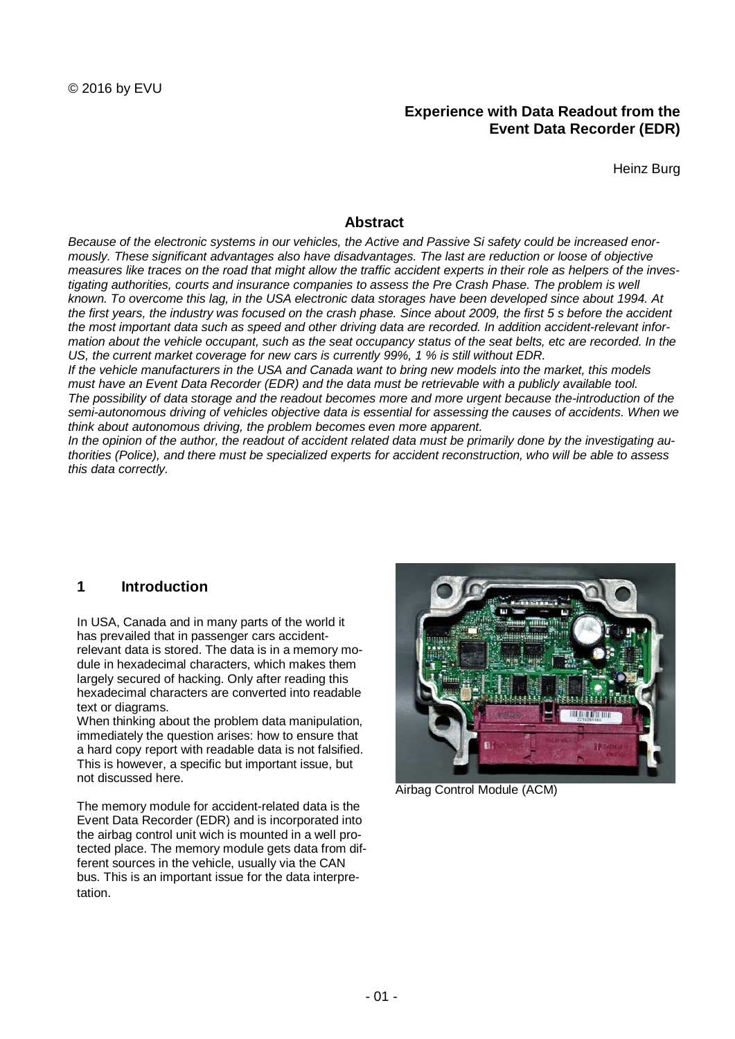© 2016 by EVU

# Experience with Data Readout from the Event Data Recorder (EDR)

Heinz Burg

## Abstract

*Because of the electronic systems in our vehicles, the Active and Passive Si safety could be increased enormously. These significant advantages also have disadvantages. The last are reduction or loose of objective measures like traces on the road that might allow the traffic accident experts in their role as helpers of the investigating authorities, courts and insurance companies to assess the Pre Crash Phase. The problem is well known. To overcome this lag, in the USA electronic data storages have been developed since about 1994. At the first years, the industry was focused on the crash phase. Since about 2009, the first 5 s before the accident the most important data such as speed and other driving data are recorded. In addition accident-relevant information about the vehicle occupant, such as the seat occupancy status of the seat belts, etc are recorded. In the US, the current market coverage for new cars is currently 99%, 1 % is still without EDR.*

*If the vehicle manufacturers in the USA and Canada want to bring new models into the market, this models must have an Event Data Recorder (EDR) and the data must be retrievable with a publicly available tool.*

*The possibility of data storage and the readout becomes more and more urgent because the-introduction of the semi-autonomous driving of vehicles objective data is essential for assessing the causes of accidents. When we think about autonomous driving, the problem becomes even more apparent.*

*In the opinion of the author, the readout of accident related data must be primarily done by the investigating authorities (Police), and there must be specialized experts for accident reconstruction, who will be able to assess this data correctly.*

## 1 Introduction

In USA, Canada and in many parts of the world it has prevailed that in passenger cars accident-relevant data is stored. The data is in a memory module in hexadecimal characters, which makes them largely secured of hacking. Only after reading this hexadecimal characters are converted into readable text or diagrams.

When thinking about the problem data manipulation, immediately the question arises: how to ensure that a hard copy report with readable data is not falsified. This is however, a specific but important issue, but not discussed here.

The memory module for accident-related data is the Event Data Recorder (EDR) and is incorporated into the airbag control unit wich is mounted in a well protected place. The memory module gets data from different sources in the vehicle, usually via the CAN bus. This is an important issue for the data interpretation.

Airbag Control Module (ACM)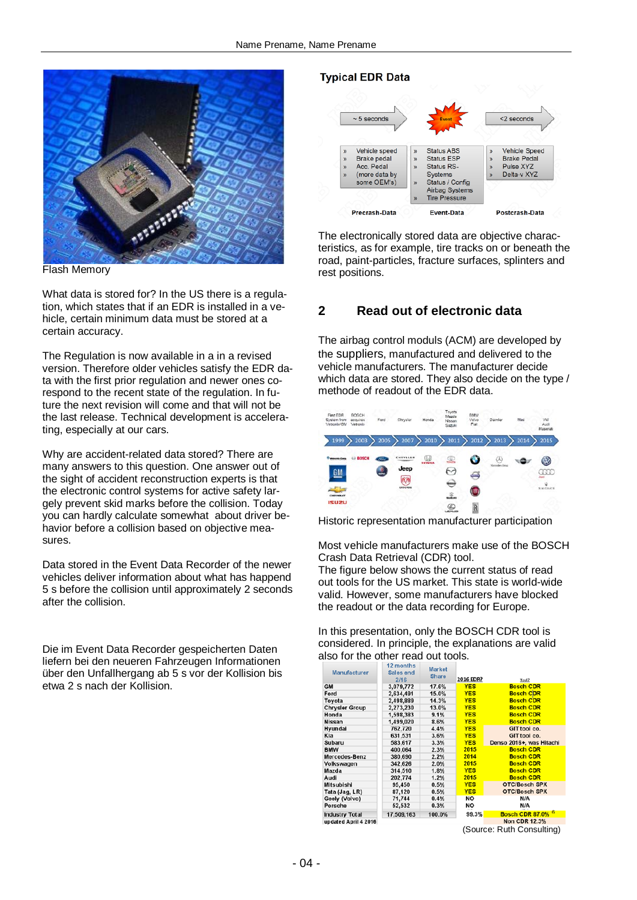Flash Memory

What data is stored for? In the US there is a regulation, which states that if an EDR is installed in a vehicle, certain minimum data must be stored at a certain accuracy.

The Regulation is now available in a in a revised version. Therefore older vehicles satisfy the EDR data with the first prior regulation and newer ones correspond to the recent state of the regulation. In future the next revision will come and that will not be the last release. Technical development is accelerating, especially at our cars.

Why are accident-related data stored? There are many answers to this question. One answer out of the sight of accident reconstruction experts is that the electronic control systems for active safety largely prevent skid marks before the collision. Today you can hardly calculate somewhat about driver behavior before a collision based on objective measures.

Data stored in the Event Data Recorder of the newer vehicles deliver information about what has happend 5 s before the collision until approximately 2 seconds after the collision.

Die im Event Data Recorder gespeicherten Daten liefern bei den neueren Fahrzeugen Informationen über den Unfallhergang ab 5 s vor der Kollision bis etwa 2 s nach der Kollision.

**Typical EDR Data**

| ~ 5 seconds | Event | <2 seconds |
|---|---|---|
| » Vehicle speed<br>» Brake pedal<br>» Acc. Pedal<br>» (more data by some OEM's) | » Status ABS<br>» Status ESP<br>» Status RS-Systems<br>» Status / Config Airbag Systems<br>» Tire Pressure | » Vehicle Speed<br>» Brake Pedal<br>» Pulse XYZ<br>» Delta-v XYZ |
| Precrash-Data | Event-Data | Postcrash-Data |

The electronically stored data are objective characteristics, as for example, tire tracks on or beneath the road, paint-particles, fracture surfaces, splinters and rest positions.

## 2 Read out of electronic data

The airbag control moduls (ACM) are developed by the suppliers, manufactured and delivered to the vehicle manufacturers. The manufacturer decide which data are stored. They also decide on the type / methode of readout of the EDR data.

Historic representation manufacturer participation

Most vehicle manufacturers make use of the BOSCH Crash Data Retrieval (CDR) tool.
The figure below shows the current status of read out tools for the US market. This state is world-wide valid. However, some manufacturers have blocked the readout or the data recording for Europe.

In this presentation, only the BOSCH CDR tool is considered. In principle, the explanations are valid also for the other read out tools.

| Manufacturer | 12 months Sales end 2/16 | Market Share | 2016 EDR? | Tool? |
|---|---|---|---|---|
| GM | 3,079,772 | 17.6% | YES | Bosch CDR |
| Ford | 2,634,491 | 15.0% | YES | Bosch CDR |
| Toyota | 2,498,889 | 14.3% | YES | Bosch CDR |
| Chrysler Group | 2,273,230 | 13.0% | YES | Bosch CDR |
| Honda | 1,598,383 | 9.1% | YES | Bosch CDR |
| Nissan | 1,499,020 | 8.6% | YES | Bosch CDR |
| Hyundai | 762,720 | 4.4% | YES | GIT tool co. |
| Kia | 631,531 | 3.6% | YES | GIT tool co. |
| Subaru | 583,617 | 3.3% | YES | Denso 2016+, was Hitachi |
| BMW | 400,064 | 2.3% | 2015 | Bosch CDR |
| Mercedes-Benz | 380,690 | 2.2% | 2014 | Bosch CDR |
| Volkswagen | 342,626 | 2.0% | 2015 | Bosch CDR |
| Mazda | 314,510 | 1.8% | YES | Bosch CDR |
| Audi | 202,774 | 1.2% | 2015 | Bosch CDR |
| Mitsubishi | 95,450 | 0.5% | YES | OTC/Bosch SPX |
| Tata (Jag, LR) | 87,120 | 0.5% | YES | OTC/Bosch SPX |
| Geely (Volvo) | 71,744 | 0.4% | NO | N/A |
| Porsche | 52,532 | 0.3% | NO | N/A |
| Industry Total | 17,509,163 | 100.0% | 99.3% | Bosch CDR 87.0% |
| updated April 4 2016 | | | | Non CDR 12.3% |

(Source: Ruth Consulting)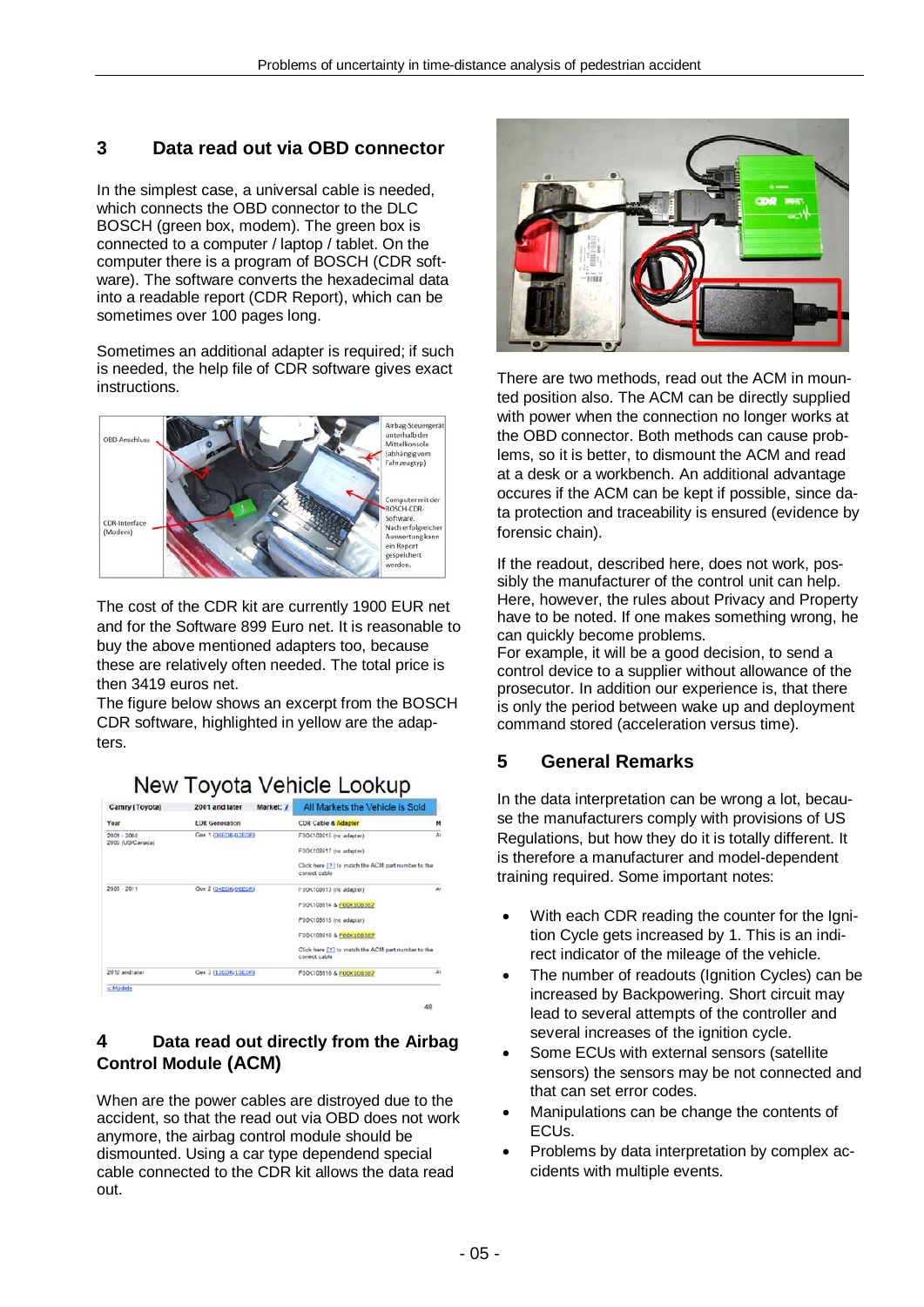## 3 Data read out via OBD connector

In the simplest case, a universal cable is needed, which connects the OBD connector to the DLC BOSCH (green box, modem). The green box is connected to a computer / laptop / tablet. On the computer there is a program of BOSCH (CDR software). The software converts the hexadecimal data into a readable report (CDR Report), which can be sometimes over 100 pages long.

Sometimes an additional adapter is required; if such is needed, the help file of CDR software gives exact instructions.

The cost of the CDR kit are currently 1900 EUR net and for the Software 899 Euro net. It is reasonable to buy the above mentioned adapters too, because these are relatively often needed. The total price is then 3419 euros net.
The figure below shows an excerpt from the BOSCH CDR software, highlighted in yellow are the adapters.

## 4 Data read out directly from the Airbag Control Module (ACM)

When are the power cables are distroyed due to the accident, so that the read out via OBD does not work anymore, the airbag control module should be dismounted. Using a car type dependend special cable connected to the CDR kit allows the data read out.

There are two methods, read out the ACM in mounted position also. The ACM can be directly supplied with power when the connection no longer works at the OBD connector. Both methods can cause problems, so it is better, to dismount the ACM and read at a desk or a workbench. An additional advantage occures if the ACM can be kept if possible, since data protection and traceability is ensured (evidence by forensic chain).

If the readout, described here, does not work, possibly the manufacturer of the control unit can help. Here, however, the rules about Privacy and Property have to be noted. If one makes something wrong, he can quickly become problems.
For example, it will be a good decision, to send a control device to a supplier without allowance of the prosecutor. In addition our experience is, that there is only the period between wake up and deployment command stored (acceleration versus time).

## 5 General Remarks

In the data interpretation can be wrong a lot, because the manufacturers comply with provisions of US Regulations, but how they do it is totally different. It is therefore a manufacturer and model-dependent training required. Some important notes:

- With each CDR reading the counter for the Ignition Cycle gets increased by 1. This is an indirect indicator of the mileage of the vehicle.
- The number of readouts (Ignition Cycles) can be increased by Backpowering. Short circuit may lead to several attempts of the controller and several increases of the ignition cycle.
- Some ECUs with external sensors (satellite sensors) the sensors may be not connected and that can set error codes.
- Manipulations can be change the contents of ECUs.
- Problems by data interpretation by complex accidents with multiple events.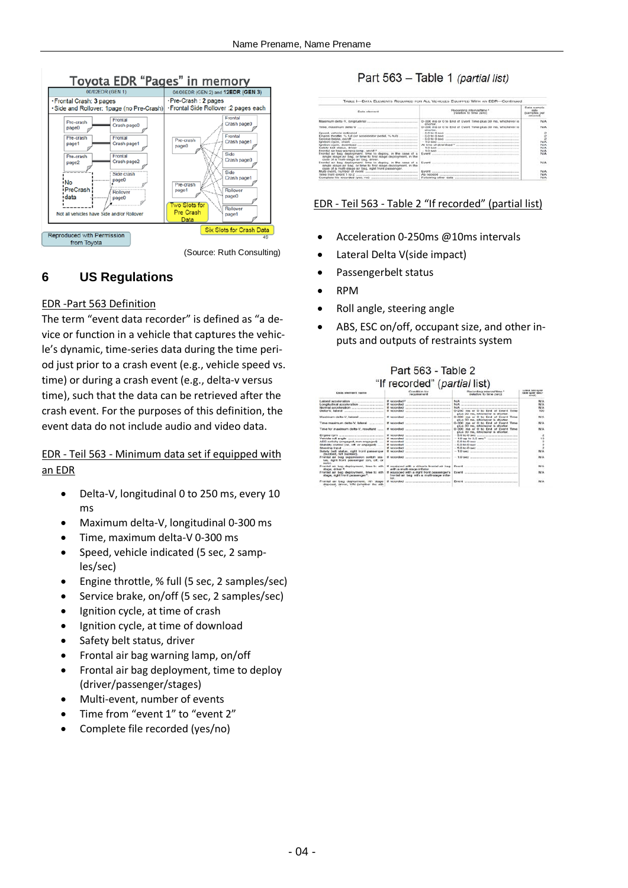(Source: Ruth Consulting)

## 6 US Regulations

EDR -Part 563 Definition

The term “event data recorder” is defined as “a device or function in a vehicle that captures the vehicle’s dynamic, time-series data during the time period just prior to a crash event (e.g., vehicle speed vs. time) or during a crash event (e.g., delta-v versus time), such that the data can be retrieved after the crash event. For the purposes of this definition, the event data do not include audio and video data.

EDR - Teil 563 - Minimum data set if equipped with an EDR

- Delta-V, longitudinal 0 to 250 ms, every 10 ms
- Maximum delta-V, longitudinal 0-300 ms
- Time, maximum delta-V 0-300 ms
- Speed, vehicle indicated (5 sec, 2 samples/sec)
- Engine throttle, % full (5 sec, 2 samples/sec)
- Service brake, on/off (5 sec, 2 samples/sec)
- Ignition cycle, at time of crash
- Ignition cycle, at time of download
- Safety belt status, driver
- Frontal air bag warning lamp, on/off
- Frontal air bag deployment, time to deploy (driver/passenger/stages)
- Multi-event, number of events
- Time from “event 1” to “event 2”
- Complete file recorded (yes/no)

Part 563 – Table 1 *(partial list)*

EDR - Teil 563 - Table 2 “If recorded” (partial list)

- Acceleration 0-250ms @10ms intervals
- Lateral Delta V(side impact)
- Passengerbelt status
- RPM
- Roll angle, steering angle
- ABS, ESC on/off, occupant size, and other inputs and outputs of restraints system

Part 563 - Table 2
“If recorded” *(partial list)*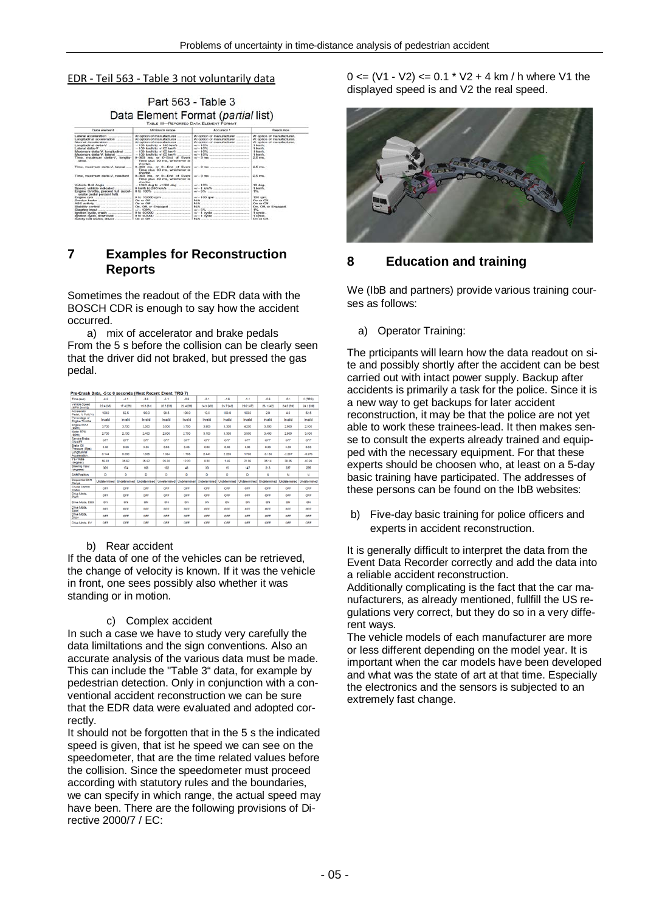EDR - Teil 563 - Table 3 not voluntarily data

Part 563 - Table 3
Data Element Format (*partial* list)

TABLE III—REPORTED DATA ELEMENT FORMAT

| Data element | Minimum range | Accuracy | Resolution |
|---|---|---|---|
| Lateral acceleration | At option of manufacturer | At option of manufacturer | At option of manufacturer. |
| Longitudinal acceleration | At option of manufacturer | At option of manufacturer | At option of manufacturer. |
| Normal acceleration | At option of manufacturer | At option of manufacturer | At option of manufacturer. |
| Longitudinal delta-V | -100 km/h to +100 km/h | +/- 10% | 1 km/h. |
| Lateral delta-V | -100 km/h to +100 km/h | +/- 10% | 1 km/h. |
| Maximum delta-V, longitudinal | -100 km/h to +100 km/h | +/- 10% | 1 km/h. |
| Maximum delta-V, lateral | -100 km/h to +100 km/h | +/- 10% | 1 km/h. |
| Time, maximum delta-V, longitudinal | 0–300 ms, or 0–End of Event Time plus 30 ms, whichever is shorter. | +/- 3 ms | 2.5 ms. |
| Time, maximum delta-V, lateral | 0–300 ms, or 0–End of Event Time plus 30 ms, whichever is shorter. | +/- 3 ms | 2.5 ms. |
| Time, maximum delta-V, resultant | 0–300 ms, or 0–End of Event Time plus 30 ms, whichever is shorter. | +/- 3 ms | 2.5 ms. |
| Vehicle Roll Angle | -1080 deg to +1080 deg | +/- 10% | 10 deg. |
| Speed, vehicle indicated | 0 km/h to 200 km/h | +/- 1 km/h | 1 km/h. |
| Engine throttle, percent full (accelerator pedal percent full) | 0 to 100% | +/- 5% | 1%. |
| Engine rpm | 0 to 10,000 rpm | +/- 100 rpm | 100 rpm. |
| Service brake | On or Off | N/A | On or Off. |
| ABS activity | On or Off | N/A | On or Off. |
| Stability control | On, Off, or Engaged | N/A | On, Off, or Engaged. |
| Steering input | +/- 100% | +/- 5% | 1%. |
| Ignition cycle, crash | 0 to 60,000 | +/- 1 cycle | 1 cycle. |
| Ignition cycle, download | 0 to 60,000 | +/- 1 cycle | 1 cycle. |
| Safety belt status, driver | On or Off | N/A | On or Off. |

# 7 Examples for Reconstruction Reports

Sometimes the readout of the EDR data with the BOSCH CDR is enough to say how the accident occurred.

a) mix of accelerator and brake pedals

From the 5 s before the collision can be clearly seen that the driver did not braked, but pressed the gas pedal.

Pre-Crash Data, -5 to 0 seconds (Most Recent Event, TRG 7)

| Time (sec) | -4.6 | -4.1 | -3.6 | -3.1 | -2.6 | -2.1 | -1.6 | -1.1 | -0.6 | -0.1 | 0 (TRG) |
|---|---|---|---|---|---|---|---|---|---|---|---|
| Vehicle Speed (MPH [km/h]) | 22.4 [36] | 17.4 [28] | 15.5 [25] | 20.5 [33] | 22.4 [36] | 24.9 [40] | 25.7 [42] | 29.2 [47] | 26.1 [42] | 24.2 [39] | 24.2 [39] |
| Accelerator Pedal, % Full (%) | 100.0 | 62.5 | 100.0 | 98.5 | 100.0 | 13.0 | 100.0 | 100.0 | 2.0 | 4.5 | 52.5 |
| Percentage of Engine Throttle | Invalid | Invalid | Invalid | Invalid | Invalid | Invalid | Invalid | Invalid | Invalid | Invalid | Invalid |
| Engine RPM (RPM) | 2,700 | 3,700 | 3,300 | 3,500 | 3,700 | 3,900 | 3,300 | 4,200 | 3,500 | 2,900 | 2,100 |
| Motor RPM (RPM) | 2,700 | 2,100 | 2,400 | 2,800 | 2,700 | 3,100 | 3,300 | 3,500 | 3,400 | 2,900 | 3,000 |
| Service Brake ON/OFF | OFF | OFF | OFF | OFF | OFF | OFF | OFF | OFF | OFF | OFF | OFF |
| Brake Oil Pressure (Mpa) | 0.00 | 0.00 | 0.00 | 0.00 | 0.00 | 0.00 | 0.00 | 0.00 | 0.00 | 0.00 | 0.00 |
| Longitudinal Acceleration | 0.144 | 0.600 | 1.008 | 1.364 | 1.796 | 2.440 | 2.236 | 1.796 | -3.184 | -2.037 | -0.073 |
| Yaw Rate (degree) | 50.45 | 38.60 | 35.62 | 26.38 | 12.20 | 8.30 | 1.46 | 21.96 | 38.14 | 38.55 | 40.96 |
| Steering Input (degree) | 309 | 174 | 168 | 132 | 48 | 33 | 15 | 147 | 213 | 237 | 255 |
| Shift Position | D | D | D | D | D | D | D | D | N | N | N |
| Sequential Shift Range | Undetermined | Undetermined | Undetermined | Undetermined | Undetermined | Undetermined | Undetermined | Undetermined | Undetermined | Undetermined | Undetermined |
| Cruise Control Status | OFF | OFF | OFF | OFF | OFF | OFF | OFF | OFF | OFF | OFF | OFF |
| Drive Mode, PWR | OFF | OFF | OFF | OFF | OFF | OFF | OFF | OFF | OFF | OFF | OFF |
| Drive Mode, ECO | ON | ON | ON | ON | ON | ON | ON | ON | ON | ON | ON |
| Drive Mode, Sport | OFF | OFF | OFF | OFF | OFF | OFF | OFF | OFF | OFF | OFF | OFF |
| Drive Mode, Snow | OFF | OFF | OFF | OFF | OFF | OFF | OFF | OFF | OFF | OFF | OFF |
| Drive Mode, EV | OFF | OFF | OFF | OFF | OFF | OFF | OFF | OFF | OFF | OFF | OFF |

b) Rear accident

If the data of one of the vehicles can be retrieved, the change of velocity is known. If it was the vehicle in front, one sees possibly also whether it was standing or in motion.

c) Complex accident

In such a case we have to study very carefully the data limiltations and the sign conventions. Also an accurate analysis of the various data must be made. This can include the "Table 3" data, for example by pedestrian detection. Only in conjunction with a conventional accident reconstruction we can be sure that the EDR data were evaluated and adopted correctly.

It should not be forgotten that in the 5 s the indicated speed is given, that ist he speed we can see on the speedometer, that are the time related values before the collision. Since the speedometer must proceed according with statutory rules and the boundaries, we can specify in which range, the actual speed may have been. There are the following provisions of Directive 2000/7 / EC:

$0 <= (V1 - V2) <= 0.1 * V2 + 4$ km / h where V1 the displayed speed is and V2 the real speed.

# 8 Education and training

We (IbB and partners) provide various training courses as follows:

a) Operator Training:

The prticipants will learn how the data readout on site and possibly shortly after the accident can be best carried out with intact power supply. Backup after accidents is primarily a task for the police. Since it is a new way to get backups for later accident reconstruction, it may be that the police are not yet able to work these trainees-lead. It then makes sense to consult the experts already trained and equipped with the necessary equipment. For that these experts should be choosen who, at least on a 5-day basic training have participated. The addresses of these persons can be found on the IbB websites:

b) Five-day basic training for police officers and experts in accident reconstruction.

It is generally difficult to interpret the data from the Event Data Recorder correctly and add the data into a reliable accident reconstruction.

Additionally complicating is the fact that the car manufacturers, as already mentioned, fullfill the US regulations very correct, but they do so in a very different ways.

The vehicle models of each manufacturer are more or less different depending on the model year. It is important when the car models have been developed and what was the state of art at that time. Especially the electronics and the sensors is subjected to an extremely fast change.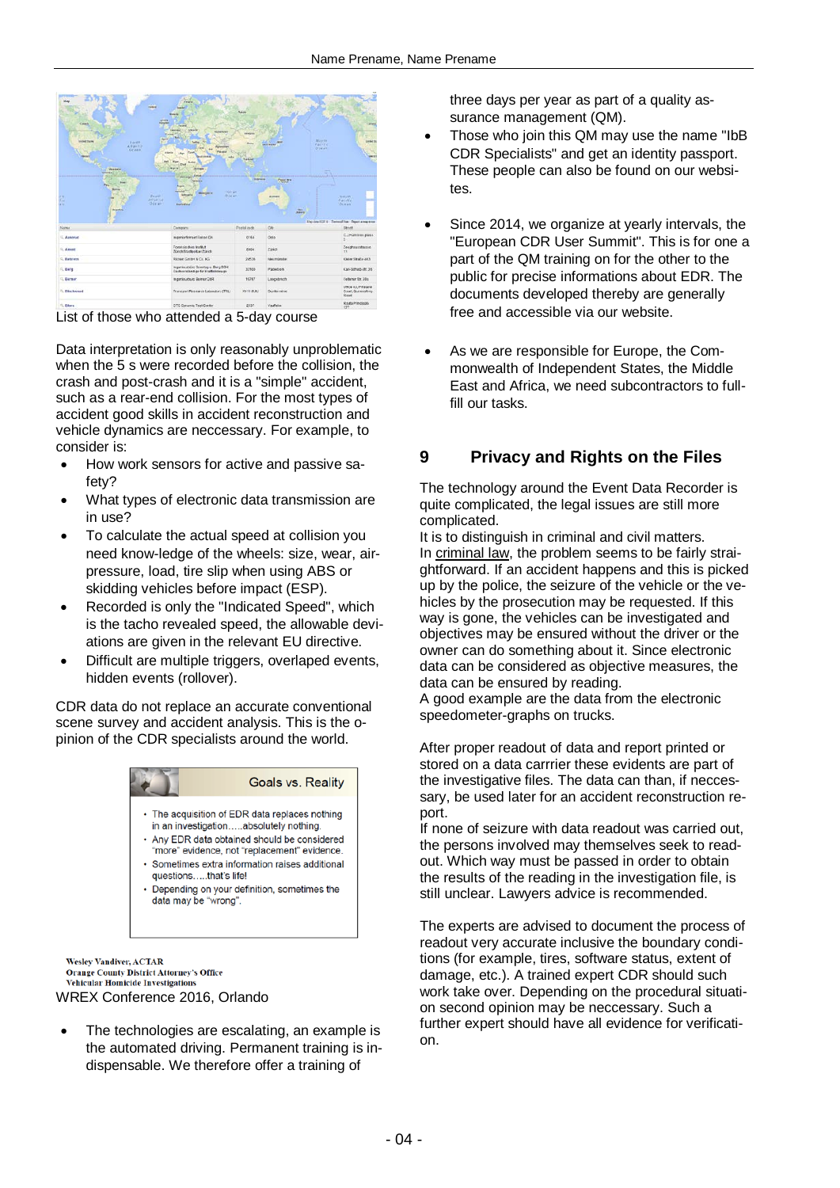List of those who attended a 5-day course

Data interpretation is only reasonably unproblematic when the 5 s were recorded before the collision, the crash and post-crash and it is a "simple" accident, such as a rear-end collision. For the most types of accident good skills in accident reconstruction and vehicle dynamics are neccessary. For example, to consider is:

- How work sensors for active and passive safety?
- What types of electronic data transmission are in use?
- To calculate the actual speed at collision you need know-ledge of the wheels: size, wear, air-pressure, load, tire slip when using ABS or skidding vehicles before impact (ESP).
- Recorded is only the "Indicated Speed", which is the tacho revealed speed, the allowable deviations are given in the relevant EU directive.
- Difficult are multiple triggers, overlaped events, hidden events (rollover).

CDR data do not replace an accurate conventional scene survey and accident analysis. This is the opinion of the CDR specialists around the world.

**Goals vs. Reality**

- The acquisition of EDR data replaces nothing in an investigation.....absolutely nothing.
- Any EDR data obtained should be considered "more" evidence, not "replacement" evidence.
- Sometimes extra information raises additional questions.....that's life!
- Depending on your definition, sometimes the data may be "wrong".

**Wesley Vandiver, ACTAR**
**Orange County District Attorney's Office**
**Vehicular Homicide Investigations**

WREX Conference 2016, Orlando

- The technologies are escalating, an example is the automated driving. Permanent training is indispensable. We therefore offer a training of three days per year as part of a quality assurance management (QM).
- Those who join this QM may use the name "IbB CDR Specialists" and get an identity passport. These people can also be found on our websites.
- Since 2014, we organize at yearly intervals, the "European CDR User Summit". This is for one a part of the QM training on for the other to the public for precise informations about EDR. The documents developed thereby are generally free and accessible via our website.
- As we are responsible for Europe, the Commonwealth of Independent States, the Middle East and Africa, we need subcontractors to fullfill our tasks.

## 9 Privacy and Rights on the Files

The technology around the Event Data Recorder is quite complicated, the legal issues are still more complicated.
It is to distinguish in criminal and civil matters.
In criminal law, the problem seems to be fairly straightforward. If an accident happens and this is picked up by the police, the seizure of the vehicle or the vehicles by the prosecution may be requested. If this way is gone, the vehicles can be investigated and objectives may be ensured without the driver or the owner can do something about it. Since electronic data can be considered as objective measures, the data can be ensured by reading.
A good example are the data from the electronic speedometer-graphs on trucks.

After proper readout of data and report printed or stored on a data carrrier these evidents are part of the investigative files. The data can than, if necessary, be used later for an accident reconstruction report.
If none of seizure with data readout was carried out, the persons involved may themselves seek to readout. Which way must be passed in order to obtain the results of the reading in the investigation file, is still unclear. Lawyers advice is recommended.

The experts are advised to document the process of readout very accurate inclusive the boundary conditions (for example, tires, software status, extent of damage, etc.). A trained expert CDR should such work take over. Depending on the procedural situation second opinion may be neccessary. Such a further expert should have all evidence for verification.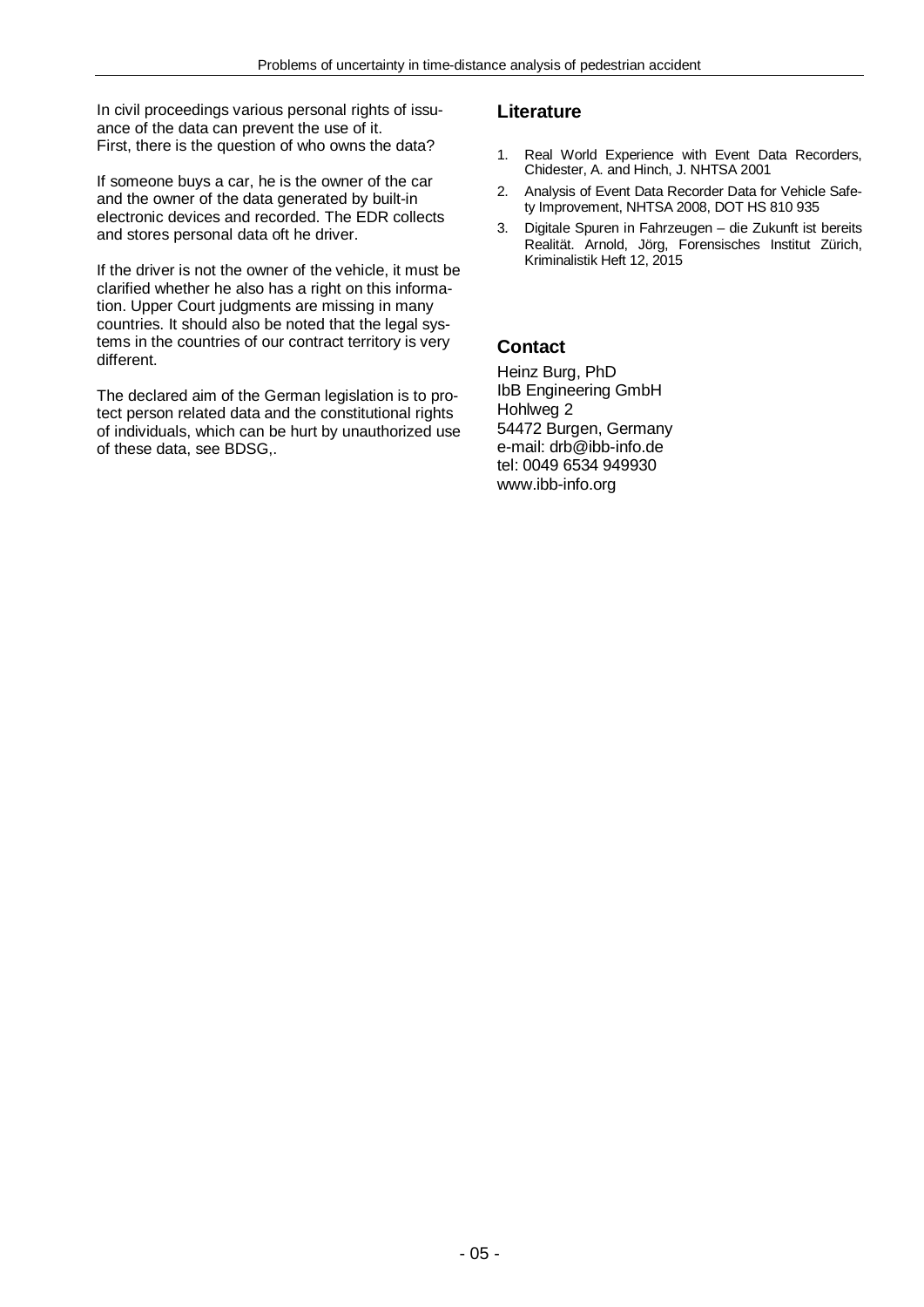In civil proceedings various personal rights of issuance of the data can prevent the use of it.
First, there is the question of who owns the data?

If someone buys a car, he is the owner of the car and the owner of the data generated by built-in electronic devices and recorded. The EDR collects and stores personal data oft he driver.

If the driver is not the owner of the vehicle, it must be clarified whether he also has a right on this information. Upper Court judgments are missing in many countries. It should also be noted that the legal systems in the countries of our contract territory is very different.

The declared aim of the German legislation is to protect person related data and the constitutional rights of individuals, which can be hurt by unauthorized use of these data, see BDSG,.

## Literature

1. Real World Experience with Event Data Recorders, Chidester, A. and Hinch, J. NHTSA 2001
2. Analysis of Event Data Recorder Data for Vehicle Safety Improvement, NHTSA 2008, DOT HS 810 935
3. Digitale Spuren in Fahrzeugen – die Zukunft ist bereits Realität. Arnold, Jörg, Forensisches Institut Zürich, Kriminalistik Heft 12, 2015

## Contact

Heinz Burg, PhD
IbB Engineering GmbH
Hohlweg 2
54472 Burgen, Germany
e-mail: drb@ibb-info.de
tel: 0049 6534 949930
www.ibb-info.org